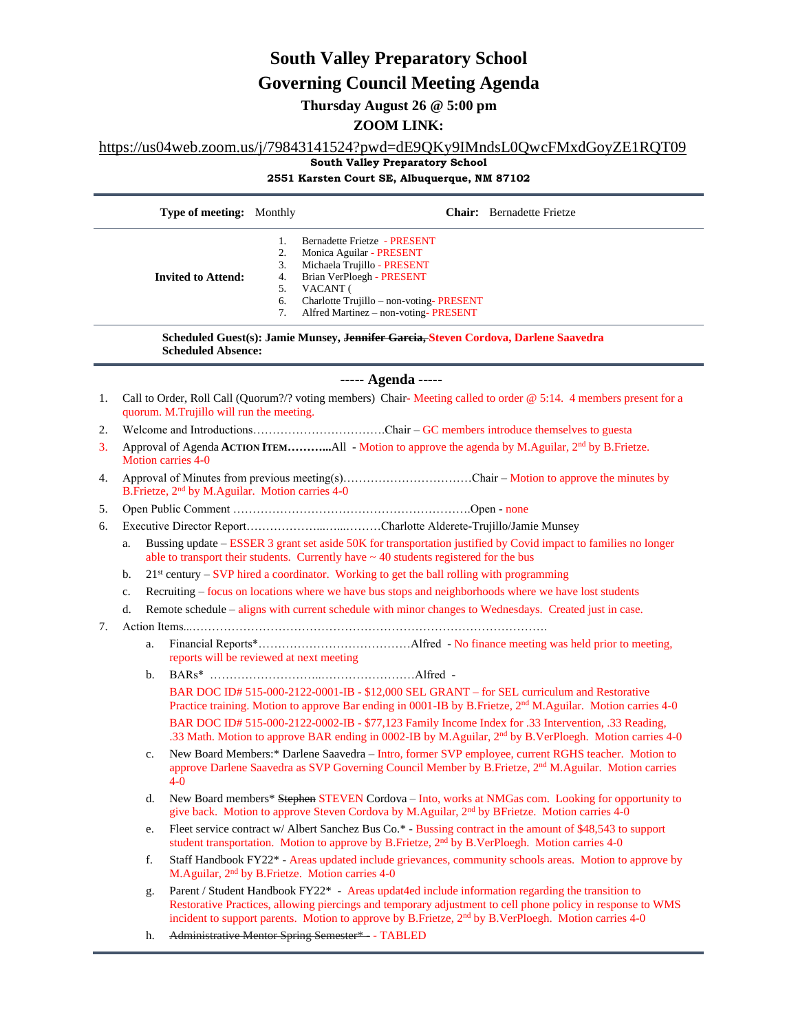# South Valley Preparatory School

# Governing Council Meeting Agenda

**Thursday August 26 @ 5:00 pm**

**ZOOM LINK:**

https://us04web.zoom.us/j/79843141524?pwd=dE9QKy9IMndsL0QwcFMxdGoyZE1RQT09

**South Valley Preparatory School**

**2551 Karsten Court SE, Albuquerque, NM 87102**

| | | | |
|---|---|---|---|
| **Type of meeting:** | Monthly | **Chair:** | Bernadette Frietze |
| **Invited to Attend:** | 1. Bernadette Frietze - PRESENT<br>2. Monica Aguilar - PRESENT<br>3. Michaela Trujillo - PRESENT<br>4. Brian VerPloegh - PRESENT<br>5. VACANT (<br>6. Charlotte Trujillo – non-voting- PRESENT<br>7. Alfred Martinez – non-voting- PRESENT | | |

**Scheduled Guest(s): Jamie Munsey, ~~Jennifer Garcia,~~ Steven Cordova, Darlene Saavedra**
**Scheduled Absence:**

## ----- Agenda -----

1. Call to Order, Roll Call (Quorum?/? voting members) Chair- Meeting called to order @ 5:14. 4 members present for a quorum. M.Trujillo will run the meeting.
2. Welcome and Introductions……………………………Chair – GC members introduce themselves to guesta
3. Approval of Agenda **Action Item………..**All - Motion to approve the agenda by M.Aguilar, 2nd by B.Frietze. Motion carries 4-0
4. Approval of Minutes from previous meeting(s)……………………………Chair – Motion to approve the minutes by B.Frietze, 2nd by M.Aguilar. Motion carries 4-0
5. Open Public Comment …………………………………………………….Open - none
6. Executive Director Report………………...…...………Charlotte Alderete-Trujillo/Jamie Munsey
   a. Bussing update – ESSER 3 grant set aside 50K for transportation justified by Covid impact to families no longer able to transport their students. Currently have ~ 40 students registered for the bus
   b. 21st century – SVP hired a coordinator. Working to get the ball rolling with programming
   c. Recruiting – focus on locations where we have bus stops and neighborhoods where we have lost students
   d. Remote schedule – aligns with current schedule with minor changes to Wednesdays. Created just in case.
7. Action Items...……………………………………………………………………………….
   a. Financial Reports*…………………………………Alfred - No finance meeting was held prior to meeting, reports will be reviewed at next meeting
   b. BARs* ……………………..……………………Alfred -
      BAR DOC ID# 515-000-2122-0001-IB - $12,000 SEL GRANT – for SEL curriculum and Restorative Practice training. Motion to approve Bar ending in 0001-IB by B.Frietze, 2nd M.Aguilar. Motion carries 4-0
      BAR DOC ID# 515-000-2122-0002-IB - $77,123 Family Income Index for .33 Intervention, .33 Reading, .33 Math. Motion to approve BAR ending in 0002-IB by M.Aguilar, 2nd by B.VerPloegh. Motion carries 4-0
   c. New Board Members:* Darlene Saavedra – Intro, former SVP employee, current RGHS teacher. Motion to approve Darlene Saavedra as SVP Governing Council Member by B.Frietze, 2nd M.Aguilar. Motion carries 4-0
   d. New Board members* ~~Stephen~~ STEVEN Cordova – Into, works at NMGas com. Looking for opportunity to give back. Motion to approve Steven Cordova by M.Aguilar, 2nd by BFrietze. Motion carries 4-0
   e. Fleet service contract w/ Albert Sanchez Bus Co.* - Bussing contract in the amount of $48,543 to support student transportation. Motion to approve by B.Frietze, 2nd by B.VerPloegh. Motion carries 4-0
   f. Staff Handbook FY22* - Areas updated include grievances, community schools areas. Motion to approve by M.Aguilar, 2nd by B.Frietze. Motion carries 4-0
   g. Parent / Student Handbook FY22* - Areas updat4ed include information regarding the transition to Restorative Practices, allowing piercings and temporary adjustment to cell phone policy in response to WMS incident to support parents. Motion to approve by B.Frietze, 2nd by B.VerPloegh. Motion carries 4-0
   h. ~~Administrative Mentor Spring Semester* -~~ - TABLED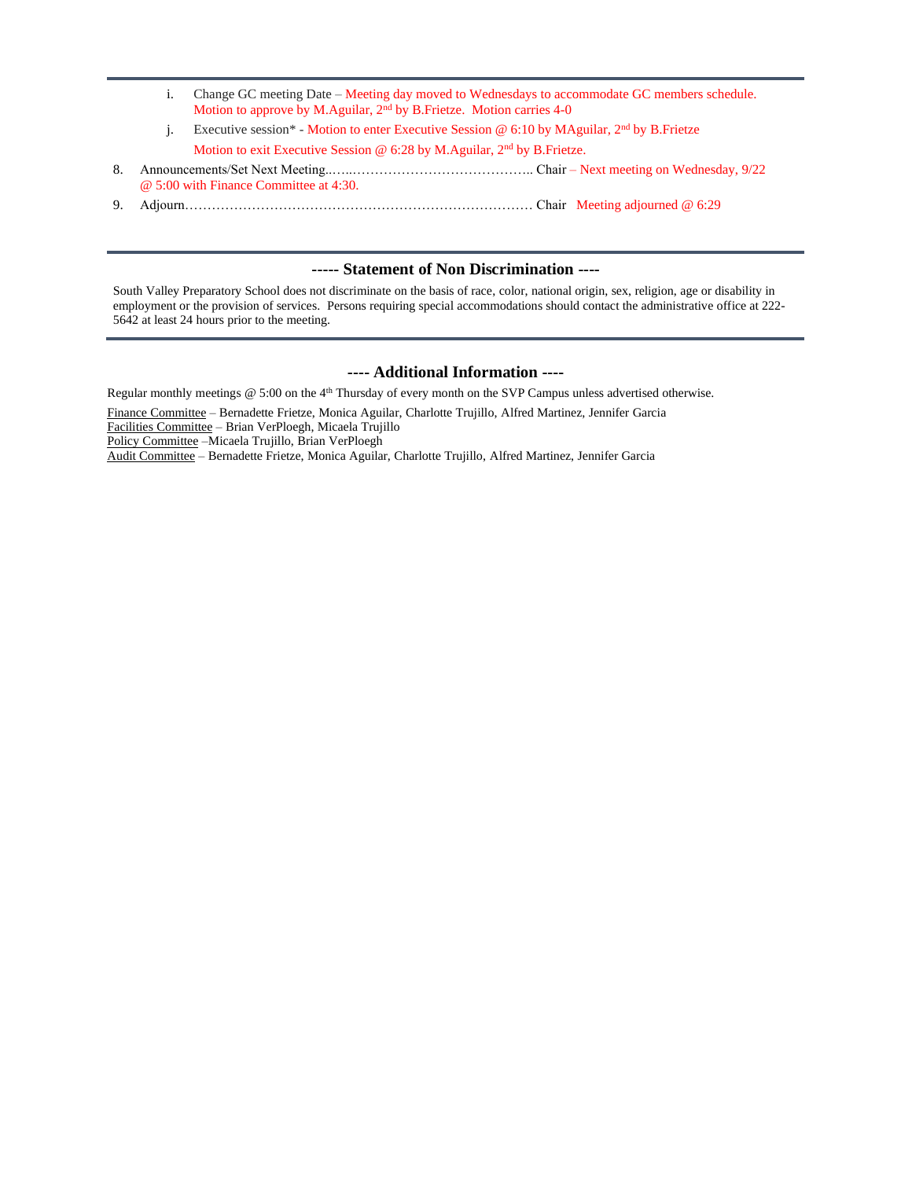i. Change GC meeting Date – Meeting day moved to Wednesdays to accommodate GC members schedule. Motion to approve by M.Aguilar, 2nd by B.Frietze. Motion carries 4-0

   j. Executive session* - Motion to enter Executive Session @ 6:10 by MAguilar, 2nd by B.Frietze

      Motion to exit Executive Session @ 6:28 by M.Aguilar, 2nd by B.Frietze.

8. Announcements/Set Next Meeting..…..…………………………………….. Chair – Next meeting on Wednesday, 9/22 @ 5:00 with Finance Committee at 4:30.

9. Adjourn…………………………………………………………………… Chair Meeting adjourned @ 6:29

## ----- Statement of Non Discrimination ----

South Valley Preparatory School does not discriminate on the basis of race, color, national origin, sex, religion, age or disability in employment or the provision of services. Persons requiring special accommodations should contact the administrative office at 222-5642 at least 24 hours prior to the meeting.

## ---- Additional Information ----

Regular monthly meetings @ 5:00 on the 4th Thursday of every month on the SVP Campus unless advertised otherwise.

Finance Committee – Bernadette Frietze, Monica Aguilar, Charlotte Trujillo, Alfred Martinez, Jennifer Garcia
Facilities Committee – Brian VerPloegh, Micaela Trujillo
Policy Committee –Micaela Trujillo, Brian VerPloegh
Audit Committee – Bernadette Frietze, Monica Aguilar, Charlotte Trujillo, Alfred Martinez, Jennifer Garcia